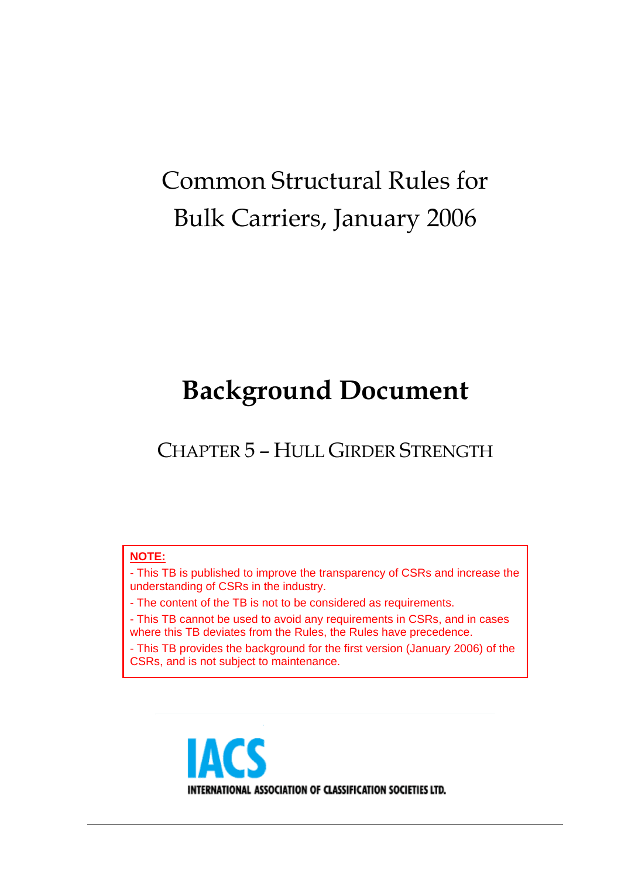# Common Structural Rules for Bulk Carriers, January 2006

# Background Document

## CHAPTER 5 – HULL GIRDER STRENGTH

**NOTE:**

- This TB is published to improve the transparency of CSRs and increase the understanding of CSRs in the industry.
- The content of the TB is not to be considered as requirements.
- This TB cannot be used to avoid any requirements in CSRs, and in cases where this TB deviates from the Rules, the Rules have precedence.
- This TB provides the background for the first version (January 2006) of the CSRs, and is not subject to maintenance.

IACS

INTERNATIONAL ASSOCIATION OF CLASSIFICATION SOCIETIES LTD.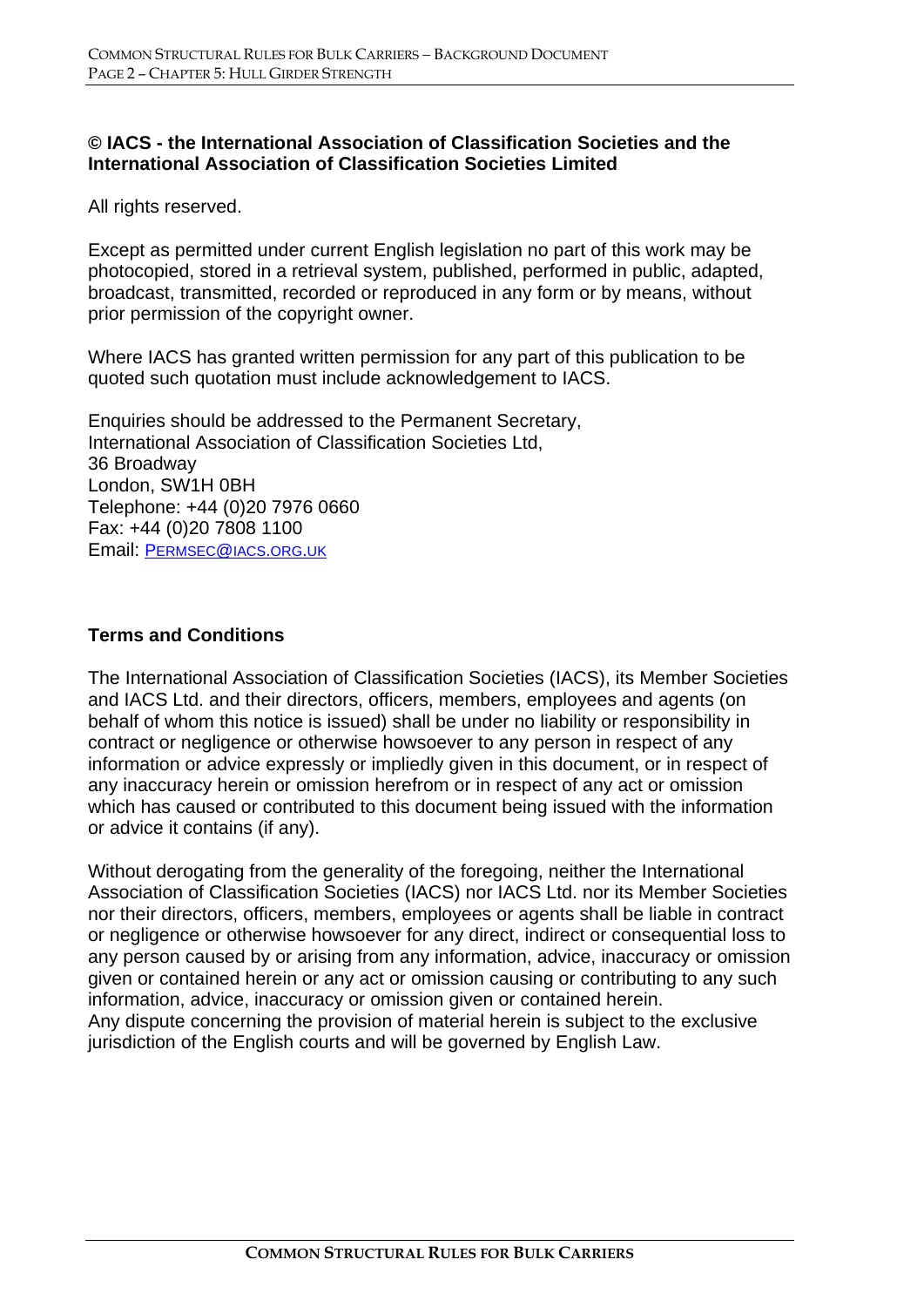**© IACS - the International Association of Classification Societies and the International Association of Classification Societies Limited**

All rights reserved.

Except as permitted under current English legislation no part of this work may be photocopied, stored in a retrieval system, published, performed in public, adapted, broadcast, transmitted, recorded or reproduced in any form or by means, without prior permission of the copyright owner.

Where IACS has granted written permission for any part of this publication to be quoted such quotation must include acknowledgement to IACS.

Enquiries should be addressed to the Permanent Secretary,
International Association of Classification Societies Ltd,
36 Broadway
London, SW1H 0BH
Telephone: +44 (0)20 7976 0660
Fax: +44 (0)20 7808 1100
Email: PERMSEC@IACS.ORG.UK

## Terms and Conditions

The International Association of Classification Societies (IACS), its Member Societies and IACS Ltd. and their directors, officers, members, employees and agents (on behalf of whom this notice is issued) shall be under no liability or responsibility in contract or negligence or otherwise howsoever to any person in respect of any information or advice expressly or impliedly given in this document, or in respect of any inaccuracy herein or omission herefrom or in respect of any act or omission which has caused or contributed to this document being issued with the information or advice it contains (if any).

Without derogating from the generality of the foregoing, neither the International Association of Classification Societies (IACS) nor IACS Ltd. nor its Member Societies nor their directors, officers, members, employees or agents shall be liable in contract or negligence or otherwise howsoever for any direct, indirect or consequential loss to any person caused by or arising from any information, advice, inaccuracy or omission given or contained herein or any act or omission causing or contributing to any such information, advice, inaccuracy or omission given or contained herein.
Any dispute concerning the provision of material herein is subject to the exclusive jurisdiction of the English courts and will be governed by English Law.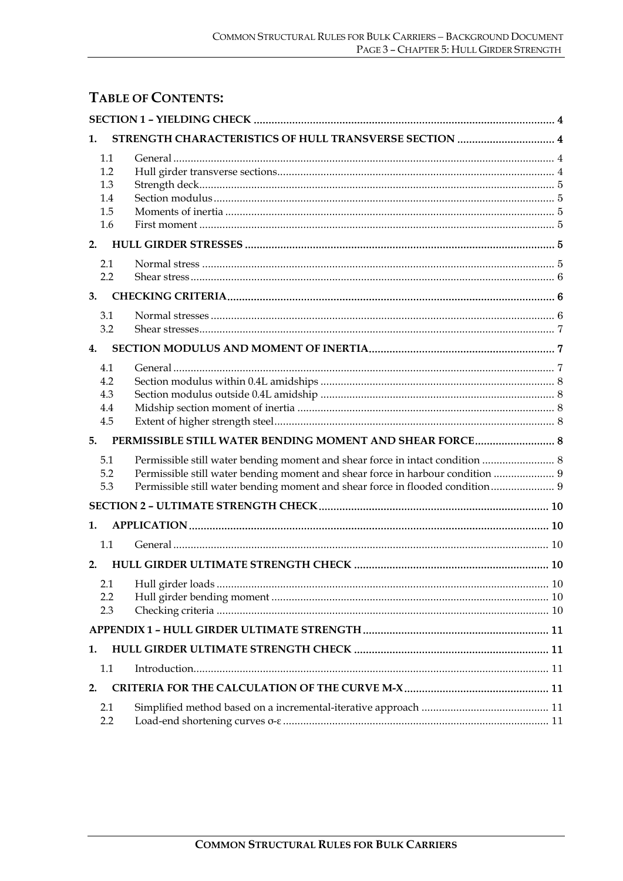# TABLE OF CONTENTS:

**SECTION 1 – YIELDING CHECK** ..... 4

**1. STRENGTH CHARACTERISTICS OF HULL TRANSVERSE SECTION** ..... 4

- 1.1 General ..... 4
- 1.2 Hull girder transverse sections ..... 4
- 1.3 Strength deck ..... 5
- 1.4 Section modulus ..... 5
- 1.5 Moments of inertia ..... 5
- 1.6 First moment ..... 5

**2. HULL GIRDER STRESSES** ..... 5

- 2.1 Normal stress ..... 5
- 2.2 Shear stress ..... 6

**3. CHECKING CRITERIA** ..... 6

- 3.1 Normal stresses ..... 6
- 3.2 Shear stresses ..... 7

**4. SECTION MODULUS AND MOMENT OF INERTIA** ..... 7

- 4.1 General ..... 7
- 4.2 Section modulus within 0.4L amidships ..... 8
- 4.3 Section modulus outside 0.4L amidship ..... 8
- 4.4 Midship section moment of inertia ..... 8
- 4.5 Extent of higher strength steel ..... 8

**5. PERMISSIBLE STILL WATER BENDING MOMENT AND SHEAR FORCE** ..... 8

- 5.1 Permissible still water bending moment and shear force in intact condition ..... 8
- 5.2 Permissible still water bending moment and shear force in harbour condition ..... 9
- 5.3 Permissible still water bending moment and shear force in flooded condition ..... 9

**SECTION 2 – ULTIMATE STRENGTH CHECK** ..... 10

**1. APPLICATION** ..... 10

- 1.1 General ..... 10

**2. HULL GIRDER ULTIMATE STRENGTH CHECK** ..... 10

- 2.1 Hull girder loads ..... 10
- 2.2 Hull girder bending moment ..... 10
- 2.3 Checking criteria ..... 10

**APPENDIX 1 – HULL GIRDER ULTIMATE STRENGTH** ..... 11

**1. HULL GIRDER ULTIMATE STRENGTH CHECK** ..... 11

- 1.1 Introduction ..... 11

**2. CRITERIA FOR THE CALCULATION OF THE CURVE M-X** ..... 11

- 2.1 Simplified method based on a incremental-iterative approach ..... 11
- 2.2 Load-end shortening curves σ-ε ..... 11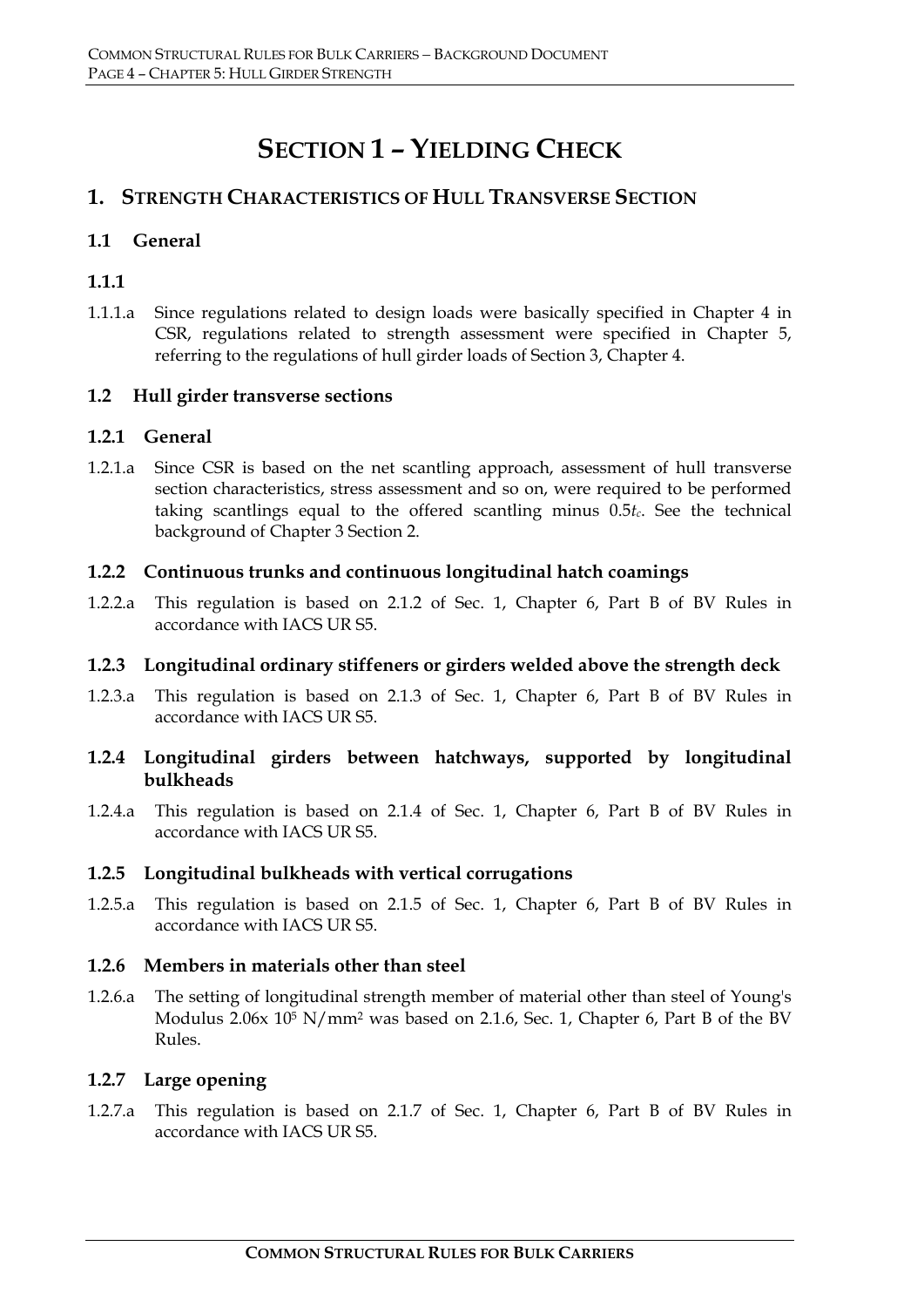# SECTION 1 – YIELDING CHECK

## 1. STRENGTH CHARACTERISTICS OF HULL TRANSVERSE SECTION

### 1.1 General

#### 1.1.1

1.1.1.a Since regulations related to design loads were basically specified in Chapter 4 in CSR, regulations related to strength assessment were specified in Chapter 5, referring to the regulations of hull girder loads of Section 3, Chapter 4.

### 1.2 Hull girder transverse sections

#### 1.2.1 General

1.2.1.a Since CSR is based on the net scantling approach, assessment of hull transverse section characteristics, stress assessment and so on, were required to be performed taking scantlings equal to the offered scantling minus $0.5t_c$. See the technical background of Chapter 3 Section 2.

#### 1.2.2 Continuous trunks and continuous longitudinal hatch coamings

1.2.2.a This regulation is based on 2.1.2 of Sec. 1, Chapter 6, Part B of BV Rules in accordance with IACS UR S5.

#### 1.2.3 Longitudinal ordinary stiffeners or girders welded above the strength deck

1.2.3.a This regulation is based on 2.1.3 of Sec. 1, Chapter 6, Part B of BV Rules in accordance with IACS UR S5.

#### 1.2.4 Longitudinal girders between hatchways, supported by longitudinal bulkheads

1.2.4.a This regulation is based on 2.1.4 of Sec. 1, Chapter 6, Part B of BV Rules in accordance with IACS UR S5.

#### 1.2.5 Longitudinal bulkheads with vertical corrugations

1.2.5.a This regulation is based on 2.1.5 of Sec. 1, Chapter 6, Part B of BV Rules in accordance with IACS UR S5.

#### 1.2.6 Members in materials other than steel

1.2.6.a The setting of longitudinal strength member of material other than steel of Young's Modulus $2.06 \times 10^5$ N/mm$^2$ was based on 2.1.6, Sec. 1, Chapter 6, Part B of the BV Rules.

#### 1.2.7 Large opening

1.2.7.a This regulation is based on 2.1.7 of Sec. 1, Chapter 6, Part B of BV Rules in accordance with IACS UR S5.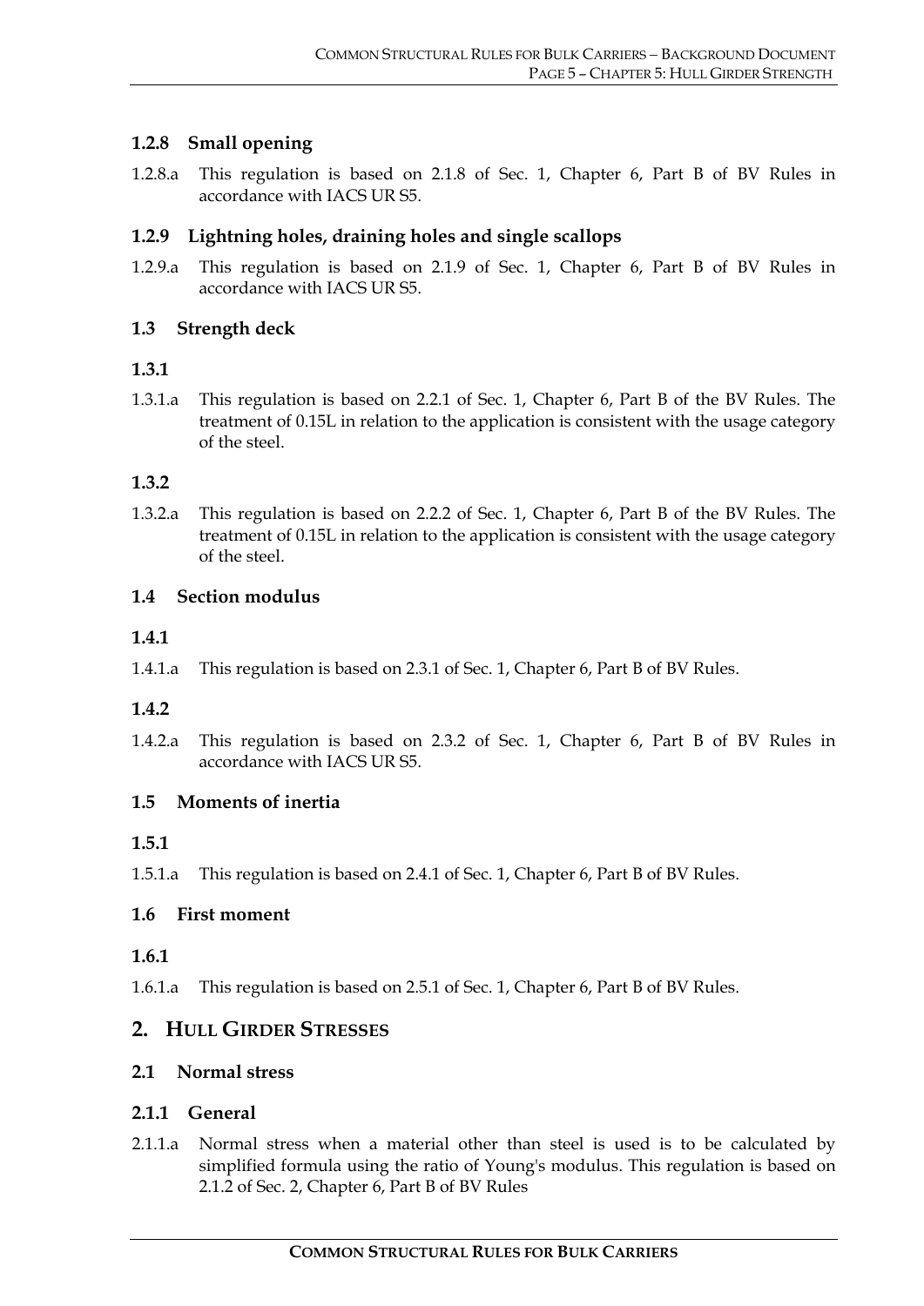### 1.2.8 Small opening

1.2.8.a This regulation is based on 2.1.8 of Sec. 1, Chapter 6, Part B of BV Rules in accordance with IACS UR S5.

### 1.2.9 Lightning holes, draining holes and single scallops

1.2.9.a This regulation is based on 2.1.9 of Sec. 1, Chapter 6, Part B of BV Rules in accordance with IACS UR S5.

### 1.3 Strength deck

#### 1.3.1

1.3.1.a This regulation is based on 2.2.1 of Sec. 1, Chapter 6, Part B of the BV Rules. The treatment of 0.15L in relation to the application is consistent with the usage category of the steel.

#### 1.3.2

1.3.2.a This regulation is based on 2.2.2 of Sec. 1, Chapter 6, Part B of the BV Rules. The treatment of 0.15L in relation to the application is consistent with the usage category of the steel.

### 1.4 Section modulus

#### 1.4.1

1.4.1.a This regulation is based on 2.3.1 of Sec. 1, Chapter 6, Part B of BV Rules.

#### 1.4.2

1.4.2.a This regulation is based on 2.3.2 of Sec. 1, Chapter 6, Part B of BV Rules in accordance with IACS UR S5.

### 1.5 Moments of inertia

#### 1.5.1

1.5.1.a This regulation is based on 2.4.1 of Sec. 1, Chapter 6, Part B of BV Rules.

### 1.6 First moment

#### 1.6.1

1.6.1.a This regulation is based on 2.5.1 of Sec. 1, Chapter 6, Part B of BV Rules.

## 2. HULL GIRDER STRESSES

### 2.1 Normal stress

### 2.1.1 General

2.1.1.a Normal stress when a material other than steel is used is to be calculated by simplified formula using the ratio of Young's modulus. This regulation is based on 2.1.2 of Sec. 2, Chapter 6, Part B of BV Rules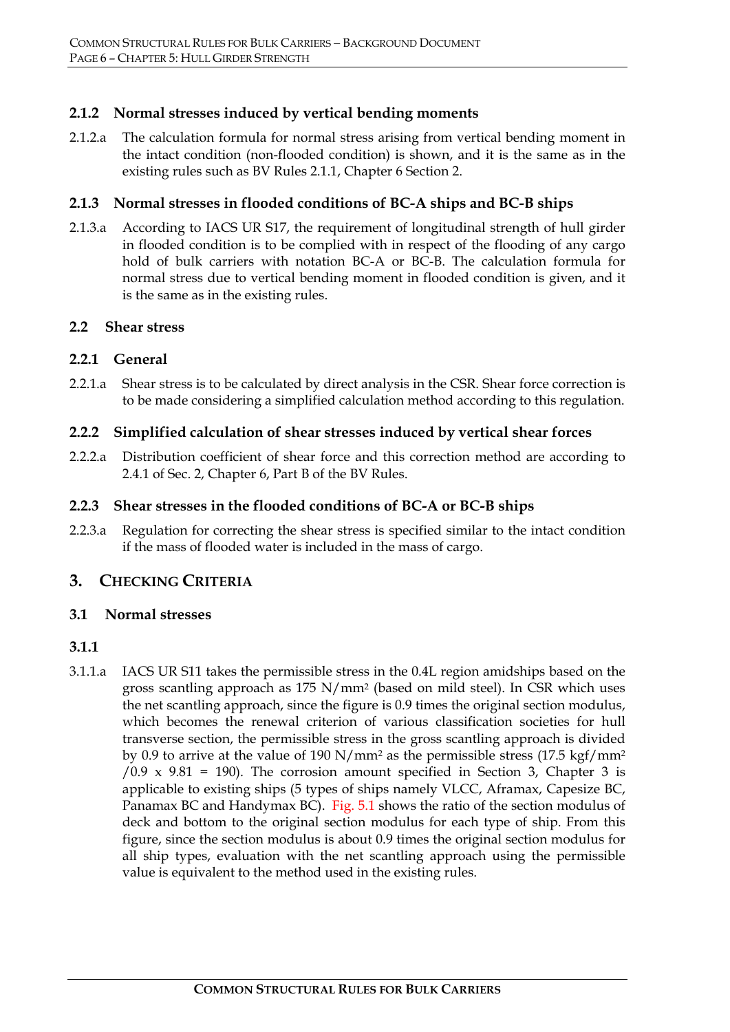### 2.1.2 Normal stresses induced by vertical bending moments

2.1.2.a The calculation formula for normal stress arising from vertical bending moment in the intact condition (non-flooded condition) is shown, and it is the same as in the existing rules such as BV Rules 2.1.1, Chapter 6 Section 2.

### 2.1.3 Normal stresses in flooded conditions of BC-A ships and BC-B ships

2.1.3.a According to IACS UR S17, the requirement of longitudinal strength of hull girder in flooded condition is to be complied with in respect of the flooding of any cargo hold of bulk carriers with notation BC-A or BC-B. The calculation formula for normal stress due to vertical bending moment in flooded condition is given, and it is the same as in the existing rules.

## 2.2 Shear stress

### 2.2.1 General

2.2.1.a Shear stress is to be calculated by direct analysis in the CSR. Shear force correction is to be made considering a simplified calculation method according to this regulation.

### 2.2.2 Simplified calculation of shear stresses induced by vertical shear forces

2.2.2.a Distribution coefficient of shear force and this correction method are according to 2.4.1 of Sec. 2, Chapter 6, Part B of the BV Rules.

### 2.2.3 Shear stresses in the flooded conditions of BC-A or BC-B ships

2.2.3.a Regulation for correcting the shear stress is specified similar to the intact condition if the mass of flooded water is included in the mass of cargo.

# 3. Checking Criteria

## 3.1 Normal stresses

### 3.1.1

3.1.1.a IACS UR S11 takes the permissible stress in the 0.4L region amidships based on the gross scantling approach as 175 N/mm$^2$ (based on mild steel). In CSR which uses the net scantling approach, since the figure is 0.9 times the original section modulus, which becomes the renewal criterion of various classification societies for hull transverse section, the permissible stress in the gross scantling approach is divided by 0.9 to arrive at the value of 190 N/mm$^2$ as the permissible stress (17.5 kgf/mm$^2$ /0.9 x 9.81 = 190). The corrosion amount specified in Section 3, Chapter 3 is applicable to existing ships (5 types of ships namely VLCC, Aframax, Capesize BC, Panamax BC and Handymax BC). Fig. 5.1 shows the ratio of the section modulus of deck and bottom to the original section modulus for each type of ship. From this figure, since the section modulus is about 0.9 times the original section modulus for all ship types, evaluation with the net scantling approach using the permissible value is equivalent to the method used in the existing rules.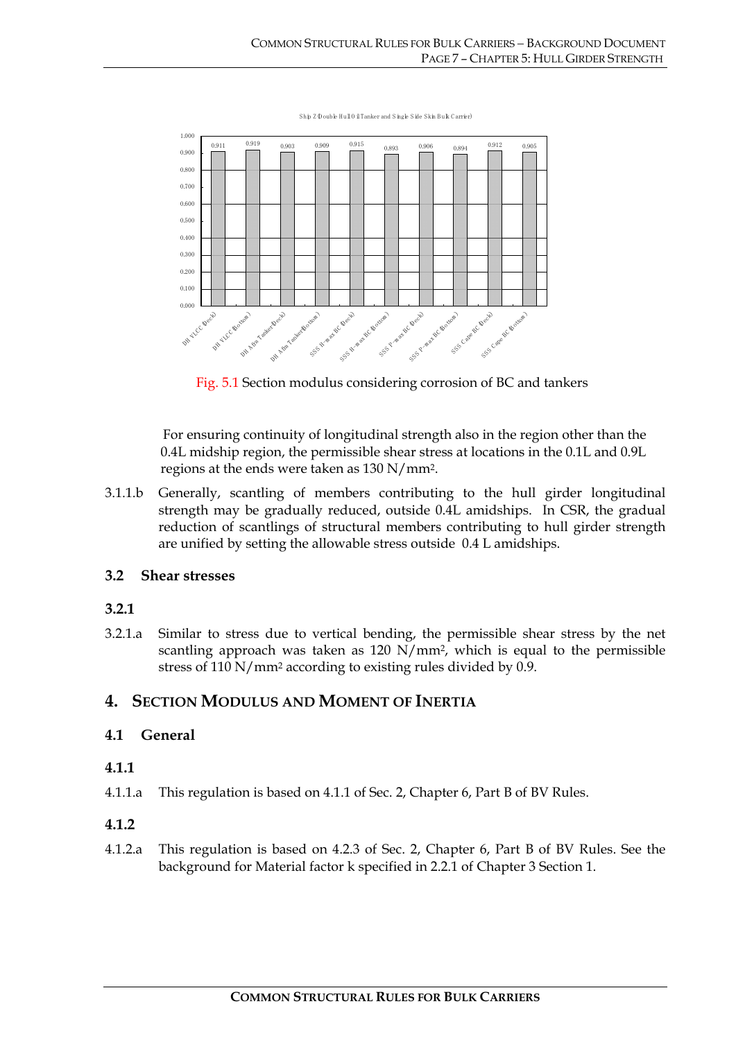Fig. 5.1 Section modulus considering corrosion of BC and tankers

For ensuring continuity of longitudinal strength also in the region other than the 0.4L midship region, the permissible shear stress at locations in the 0.1L and 0.9L regions at the ends were taken as 130 N/mm[2].

3.1.1.b Generally, scantling of members contributing to the hull girder longitudinal strength may be gradually reduced, outside 0.4L amidships. In CSR, the gradual reduction of scantlings of structural members contributing to hull girder strength are unified by setting the allowable stress outside 0.4 L amidships.

### 3.2 Shear stresses

#### 3.2.1

3.2.1.a Similar to stress due to vertical bending, the permissible shear stress by the net scantling approach was taken as 120 N/mm[2], which is equal to the permissible stress of 110 N/mm[2] according to existing rules divided by 0.9.

## 4. Section Modulus and Moment of Inertia

### 4.1 General

#### 4.1.1

4.1.1.a This regulation is based on 4.1.1 of Sec. 2, Chapter 6, Part B of BV Rules.

#### 4.1.2

4.1.2.a This regulation is based on 4.2.3 of Sec. 2, Chapter 6, Part B of BV Rules. See the background for Material factor k specified in 2.2.1 of Chapter 3 Section 1.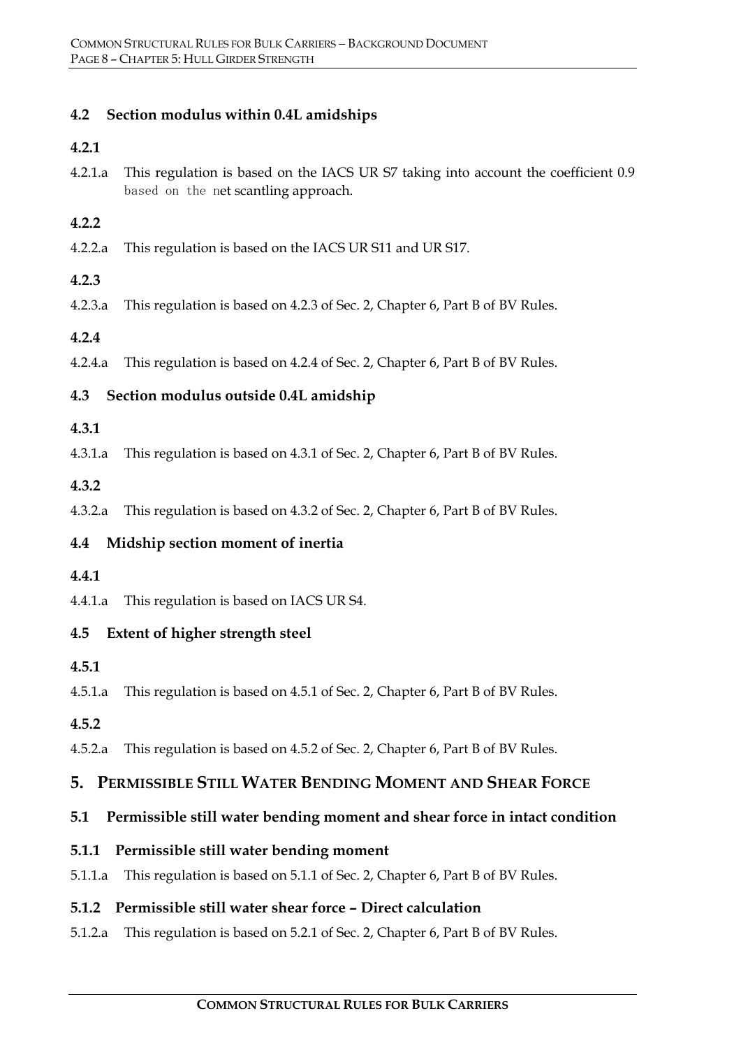### 4.2 Section modulus within 0.4L amidships

#### 4.2.1

4.2.1.a This regulation is based on the IACS UR S7 taking into account the coefficient 0.9 based on the net scantling approach.

#### 4.2.2

4.2.2.a This regulation is based on the IACS UR S11 and UR S17.

#### 4.2.3

4.2.3.a This regulation is based on 4.2.3 of Sec. 2, Chapter 6, Part B of BV Rules.

#### 4.2.4

4.2.4.a This regulation is based on 4.2.4 of Sec. 2, Chapter 6, Part B of BV Rules.

### 4.3 Section modulus outside 0.4L amidship

#### 4.3.1

4.3.1.a This regulation is based on 4.3.1 of Sec. 2, Chapter 6, Part B of BV Rules.

#### 4.3.2

4.3.2.a This regulation is based on 4.3.2 of Sec. 2, Chapter 6, Part B of BV Rules.

### 4.4 Midship section moment of inertia

#### 4.4.1

4.4.1.a This regulation is based on IACS UR S4.

### 4.5 Extent of higher strength steel

#### 4.5.1

4.5.1.a This regulation is based on 4.5.1 of Sec. 2, Chapter 6, Part B of BV Rules.

#### 4.5.2

4.5.2.a This regulation is based on 4.5.2 of Sec. 2, Chapter 6, Part B of BV Rules.

## 5. Permissible Still Water Bending Moment and Shear Force

### 5.1 Permissible still water bending moment and shear force in intact condition

#### 5.1.1 Permissible still water bending moment

5.1.1.a This regulation is based on 5.1.1 of Sec. 2, Chapter 6, Part B of BV Rules.

#### 5.1.2 Permissible still water shear force – Direct calculation

5.1.2.a This regulation is based on 5.2.1 of Sec. 2, Chapter 6, Part B of BV Rules.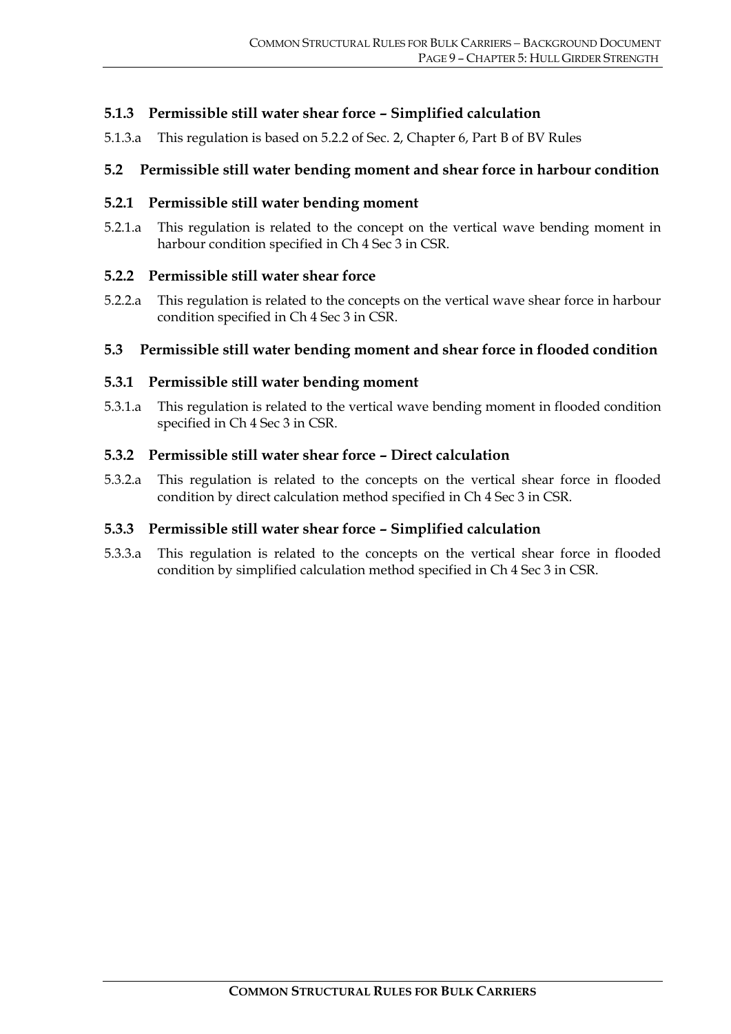### 5.1.3 Permissible still water shear force – Simplified calculation

5.1.3.a This regulation is based on 5.2.2 of Sec. 2, Chapter 6, Part B of BV Rules

## 5.2 Permissible still water bending moment and shear force in harbour condition

### 5.2.1 Permissible still water bending moment

5.2.1.a This regulation is related to the concept on the vertical wave bending moment in harbour condition specified in Ch 4 Sec 3 in CSR.

### 5.2.2 Permissible still water shear force

5.2.2.a This regulation is related to the concepts on the vertical wave shear force in harbour condition specified in Ch 4 Sec 3 in CSR.

## 5.3 Permissible still water bending moment and shear force in flooded condition

### 5.3.1 Permissible still water bending moment

5.3.1.a This regulation is related to the vertical wave bending moment in flooded condition specified in Ch 4 Sec 3 in CSR.

### 5.3.2 Permissible still water shear force – Direct calculation

5.3.2.a This regulation is related to the concepts on the vertical shear force in flooded condition by direct calculation method specified in Ch 4 Sec 3 in CSR.

### 5.3.3 Permissible still water shear force – Simplified calculation

5.3.3.a This regulation is related to the concepts on the vertical shear force in flooded condition by simplified calculation method specified in Ch 4 Sec 3 in CSR.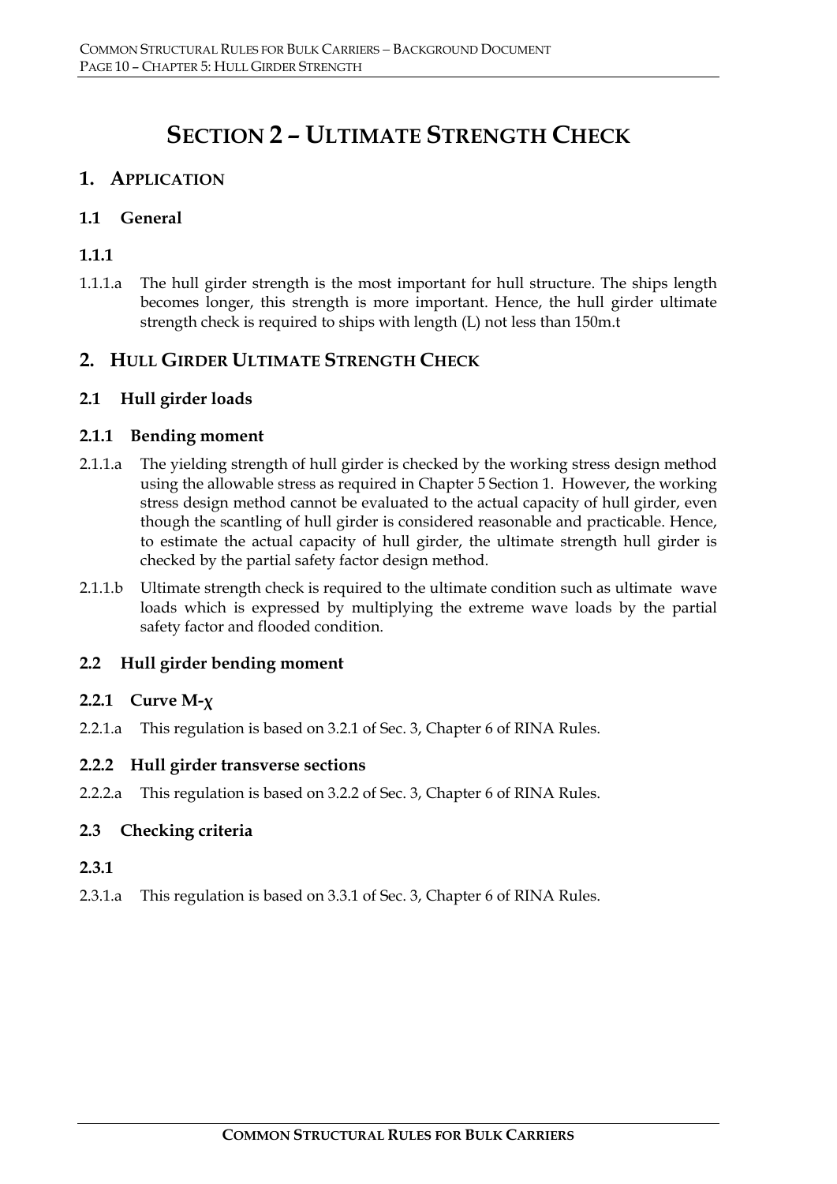# SECTION 2 – ULTIMATE STRENGTH CHECK

## 1. APPLICATION

### 1.1 General

#### 1.1.1

1.1.1.a The hull girder strength is the most important for hull structure. The ships length becomes longer, this strength is more important. Hence, the hull girder ultimate strength check is required to ships with length (L) not less than 150m.t

## 2. HULL GIRDER ULTIMATE STRENGTH CHECK

### 2.1 Hull girder loads

#### 2.1.1 Bending moment

2.1.1.a The yielding strength of hull girder is checked by the working stress design method using the allowable stress as required in Chapter 5 Section 1. However, the working stress design method cannot be evaluated to the actual capacity of hull girder, even though the scantling of hull girder is considered reasonable and practicable. Hence, to estimate the actual capacity of hull girder, the ultimate strength hull girder is checked by the partial safety factor design method.

2.1.1.b Ultimate strength check is required to the ultimate condition such as ultimate wave loads which is expressed by multiplying the extreme wave loads by the partial safety factor and flooded condition.

### 2.2 Hull girder bending moment

#### 2.2.1 Curve M-$\chi$

2.2.1.a This regulation is based on 3.2.1 of Sec. 3, Chapter 6 of RINA Rules.

#### 2.2.2 Hull girder transverse sections

2.2.2.a This regulation is based on 3.2.2 of Sec. 3, Chapter 6 of RINA Rules.

### 2.3 Checking criteria

#### 2.3.1

2.3.1.a This regulation is based on 3.3.1 of Sec. 3, Chapter 6 of RINA Rules.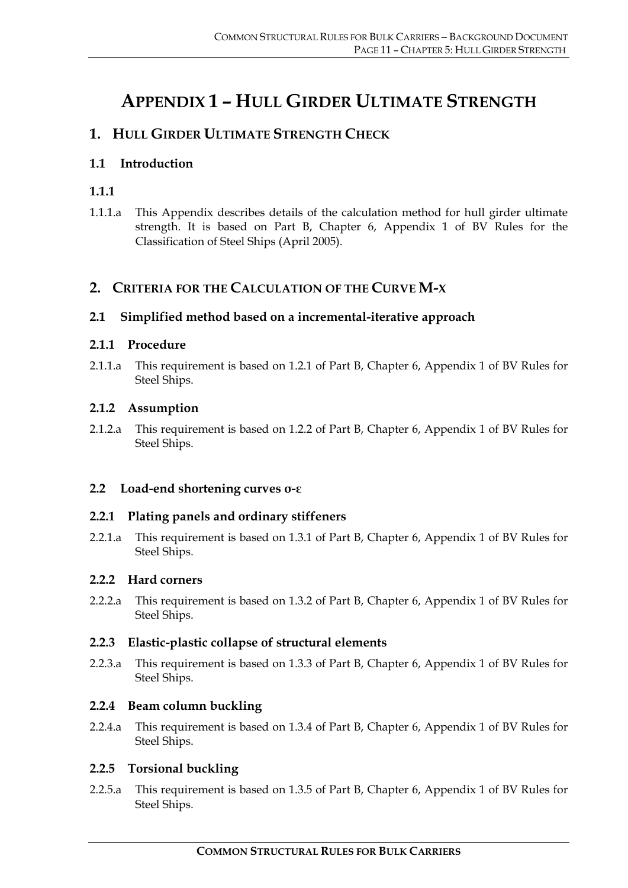# APPENDIX 1 – HULL GIRDER ULTIMATE STRENGTH

## 1. HULL GIRDER ULTIMATE STRENGTH CHECK

### 1.1 Introduction

### 1.1.1

1.1.1.a This Appendix describes details of the calculation method for hull girder ultimate strength. It is based on Part B, Chapter 6, Appendix 1 of BV Rules for the Classification of Steel Ships (April 2005).

## 2. CRITERIA FOR THE CALCULATION OF THE CURVE M-χ

### 2.1 Simplified method based on a incremental-iterative approach

### 2.1.1 Procedure

2.1.1.a This requirement is based on 1.2.1 of Part B, Chapter 6, Appendix 1 of BV Rules for Steel Ships.

### 2.1.2 Assumption

2.1.2.a This requirement is based on 1.2.2 of Part B, Chapter 6, Appendix 1 of BV Rules for Steel Ships.

### 2.2 Load-end shortening curves σ-ε

### 2.2.1 Plating panels and ordinary stiffeners

2.2.1.a This requirement is based on 1.3.1 of Part B, Chapter 6, Appendix 1 of BV Rules for Steel Ships.

### 2.2.2 Hard corners

2.2.2.a This requirement is based on 1.3.2 of Part B, Chapter 6, Appendix 1 of BV Rules for Steel Ships.

### 2.2.3 Elastic-plastic collapse of structural elements

2.2.3.a This requirement is based on 1.3.3 of Part B, Chapter 6, Appendix 1 of BV Rules for Steel Ships.

### 2.2.4 Beam column buckling

2.2.4.a This requirement is based on 1.3.4 of Part B, Chapter 6, Appendix 1 of BV Rules for Steel Ships.

### 2.2.5 Torsional buckling

2.2.5.a This requirement is based on 1.3.5 of Part B, Chapter 6, Appendix 1 of BV Rules for Steel Ships.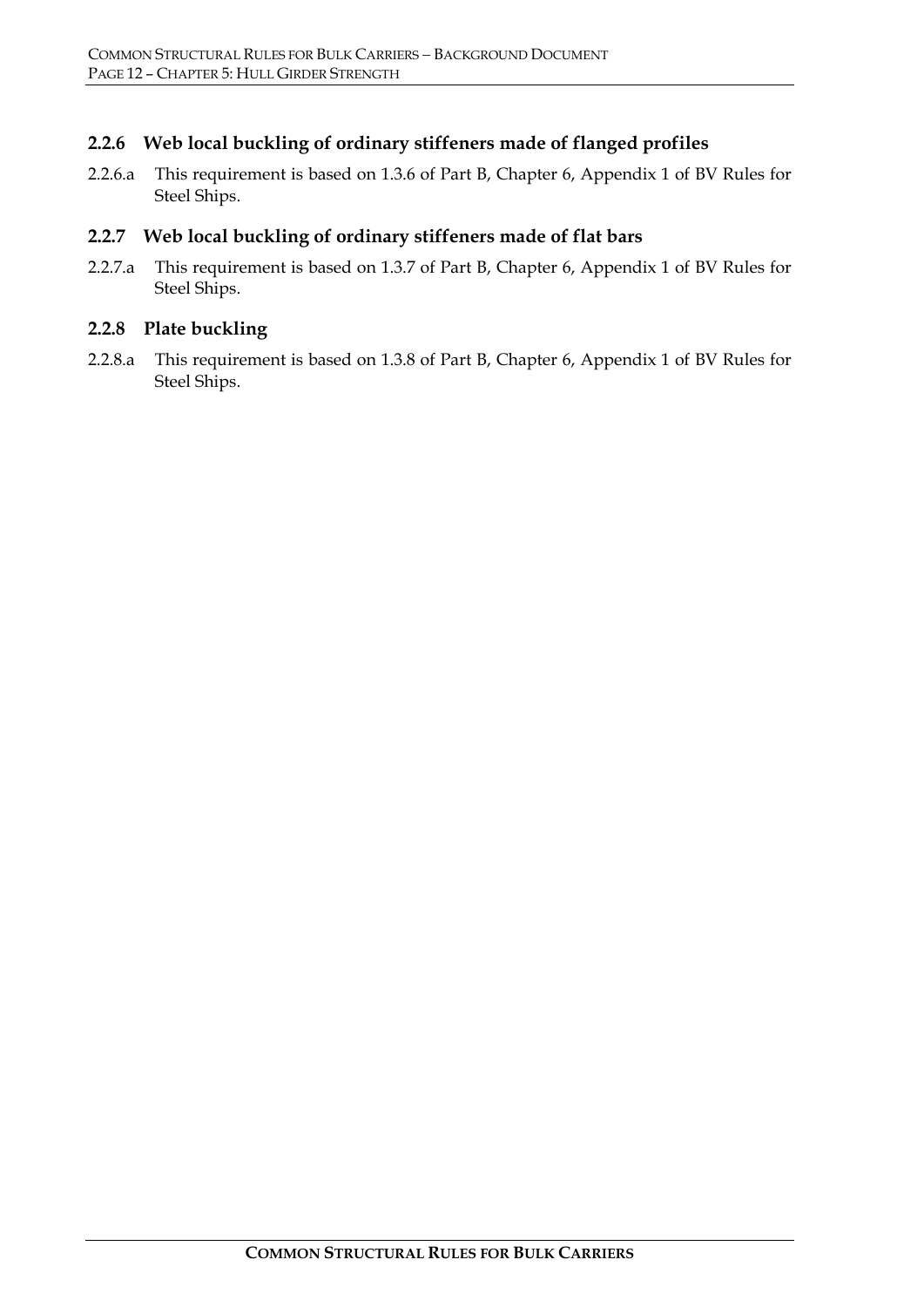### 2.2.6 Web local buckling of ordinary stiffeners made of flanged profiles

2.2.6.a This requirement is based on 1.3.6 of Part B, Chapter 6, Appendix 1 of BV Rules for Steel Ships.

### 2.2.7 Web local buckling of ordinary stiffeners made of flat bars

2.2.7.a This requirement is based on 1.3.7 of Part B, Chapter 6, Appendix 1 of BV Rules for Steel Ships.

### 2.2.8 Plate buckling

2.2.8.a This requirement is based on 1.3.8 of Part B, Chapter 6, Appendix 1 of BV Rules for Steel Ships.